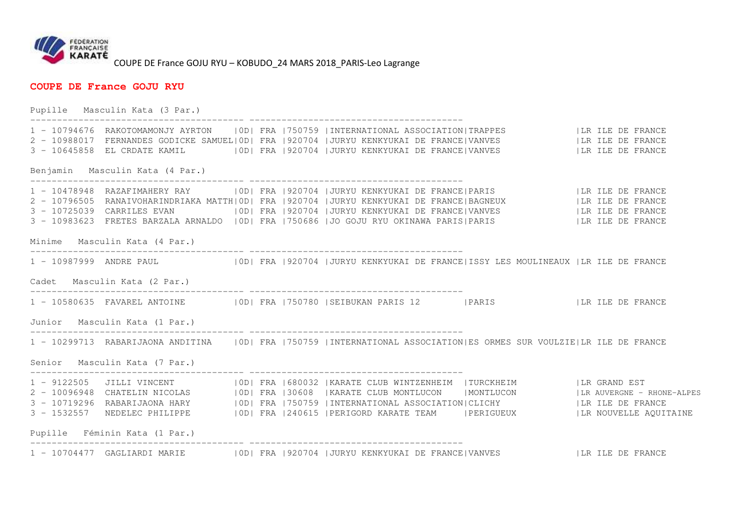COUPE DE France GOJU RYU – KOBUDO_24 MARS 2018_PARIS-Leo Lagrange

## COUPE DE France GOJU RYU

Pupille Masculin Kata (3 Par.)

```
1 - 10794676  RAKOTOMAMONJY AYRTON    |0D| FRA |750759 |INTERNATIONAL ASSOCIATION|TRAPPES             |LR ILE DE FRANCE
2 - 10988017  FERNANDES GODICKE SAMUEL|0D| FRA |920704 |JURYU KENKYUKAI DE FRANCE|VANVES              |LR ILE DE FRANCE
3 - 10645858  EL CRDATE KAMIL         |0D| FRA |920704 |JURYU KENKYUKAI DE FRANCE|VANVES              |LR ILE DE FRANCE
```

Benjamin Masculin Kata (4 Par.)

```
1 - 10478948  RAZAFIMAHERY RAY        |0D| FRA |920704 |JURYU KENKYUKAI DE FRANCE|PARIS               |LR ILE DE FRANCE
2 - 10796505  RANAIVOHARINDRIAKA MATTH|0D| FRA |920704 |JURYU KENKYUKAI DE FRANCE|BAGNEUX             |LR ILE DE FRANCE
3 - 10725039  CARRILES EVAN           |0D| FRA |920704 |JURYU KENKYUKAI DE FRANCE|VANVES              |LR ILE DE FRANCE
3 - 10983623  FRETES BARZALA ARNALDO  |0D| FRA |750686 |JO GOJU RYU OKINAWA PARIS|PARIS               |LR ILE DE FRANCE
```

Minime Masculin Kata (4 Par.)

```
1 - 10987999  ANDRE PAUL              |0D| FRA |920704 |JURYU KENKYUKAI DE FRANCE|ISSY LES MOULINEAUX |LR ILE DE FRANCE
```

Cadet Masculin Kata (2 Par.)

```
1 - 10580635  FAVAREL ANTOINE         |0D| FRA |750780 |SEIBUKAN PARIS 12        |PARIS               |LR ILE DE FRANCE
```

Junior Masculin Kata (1 Par.)

```
1 - 10299713  RABARIJAONA ANDITINA    |0D| FRA |750759 |INTERNATIONAL ASSOCIATION|ES ORMES SUR VOULZIE|LR ILE DE FRANCE
```

Senior Masculin Kata (7 Par.)

```
1 - 9122505   JILLI VINCENT           |0D| FRA |680032 |KARATE CLUB WINTZENHEIM  |TURCKHEIM           |LR GRAND EST
2 - 10096948  CHATELIN NICOLAS        |0D| FRA |30608  |KARATE CLUB MONTLUCON    |MONTLUCON           |LR AUVERGNE - RHONE-ALPES
3 - 10719296  RABARIJAONA HARY        |0D| FRA |750759 |INTERNATIONAL ASSOCIATION|CLICHY              |LR ILE DE FRANCE
3 - 1532557   NEDELEC PHILIPPE        |0D| FRA |240615 |PERIGORD KARATE TEAM     |PERIGUEUX           |LR NOUVELLE AQUITAINE
```

Pupille Féminin Kata (1 Par.)

```
1 - 10704477  GAGLIARDI MARIE         |0D| FRA |920704 |JURYU KENKYUKAI DE FRANCE|VANVES              |LR ILE DE FRANCE
```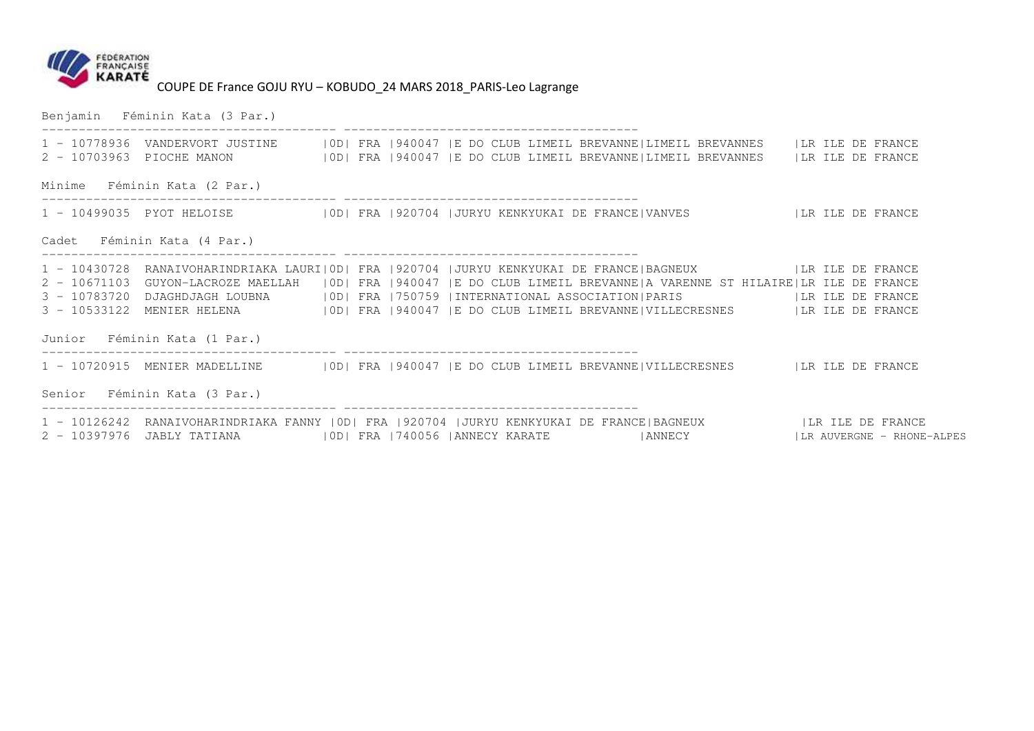COUPE DE France GOJU RYU – KOBUDO_24 MARS 2018_PARIS-Leo Lagrange

## Benjamin Féminin Kata (3 Par.)

| | | | | | | | | |
|---|---|---|---|---|---|---|---|---|
| 1 | 10778936 | VANDERVORT JUSTINE | 0D | FRA | 940047 | E DO CLUB LIMEIL BREVANNE | LIMEIL BREVANNES | LR ILE DE FRANCE |
| 2 | 10703963 | PIOCHE MANON | 0D | FRA | 940047 | E DO CLUB LIMEIL BREVANNE | LIMEIL BREVANNES | LR ILE DE FRANCE |

## Minime Féminin Kata (2 Par.)

| | | | | | | | | |
|---|---|---|---|---|---|---|---|---|
| 1 | 10499035 | PYOT HELOISE | 0D | FRA | 920704 | JURYU KENKYUKAI DE FRANCE | VANVES | LR ILE DE FRANCE |

## Cadet Féminin Kata (4 Par.)

| | | | | | | | | |
|---|---|---|---|---|---|---|---|---|
| 1 | 10430728 | RANAIVOHARINDRIAKA LAURI | 0D | FRA | 920704 | JURYU KENKYUKAI DE FRANCE | BAGNEUX | LR ILE DE FRANCE |
| 2 | 10671103 | GUYON-LACROZE MAELLAH | 0D | FRA | 940047 | E DO CLUB LIMEIL BREVANNE | A VARENNE ST HILAIRE | LR ILE DE FRANCE |
| 3 | 10783720 | DJAGHDJAGH LOUBNA | 0D | FRA | 750759 | INTERNATIONAL ASSOCIATION | PARIS | LR ILE DE FRANCE |
| 3 | 10533122 | MENIER HELENA | 0D | FRA | 940047 | E DO CLUB LIMEIL BREVANNE | VILLECRESNES | LR ILE DE FRANCE |

## Junior Féminin Kata (1 Par.)

| | | | | | | | | |
|---|---|---|---|---|---|---|---|---|
| 1 | 10720915 | MENIER MADELLINE | 0D | FRA | 940047 | E DO CLUB LIMEIL BREVANNE | VILLECRESNES | LR ILE DE FRANCE |

## Senior Féminin Kata (3 Par.)

| | | | | | | | | |
|---|---|---|---|---|---|---|---|---|
| 1 | 10126242 | RANAIVOHARINDRIAKA FANNY | 0D | FRA | 920704 | JURYU KENKYUKAI DE FRANCE | BAGNEUX | LR ILE DE FRANCE |
| 2 | 10397976 | JABLY TATIANA | 0D | FRA | 740056 | ANNECY KARATE | ANNECY | LR AUVERGNE - RHONE-ALPES |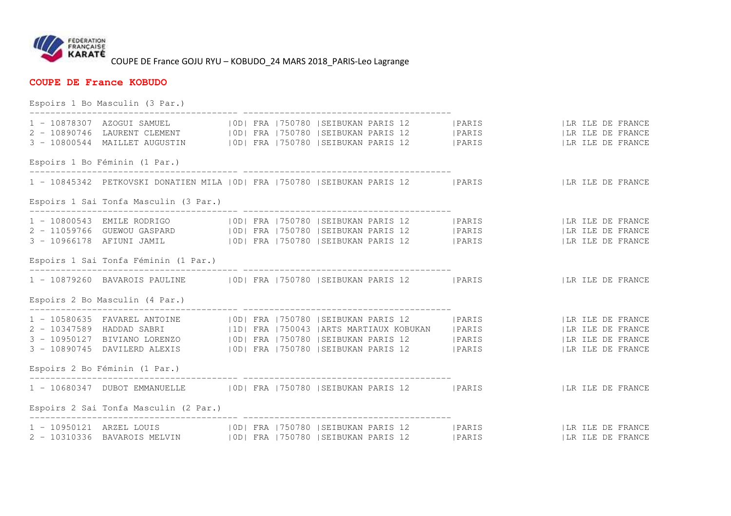COUPE DE France GOJU RYU – KOBUDO_24 MARS 2018_PARIS-Leo Lagrange

## COUPE DE France KOBUDO

### Espoirs 1 Bo Masculin (3 Par.)

| | | | | | | | | | |
|---|---|---|---|---|---|---|---|---|---|
| 1 | 10878307 | AZOGUI SAMUEL | 0D | FRA | 750780 | SEIBUKAN PARIS 12 | PARIS | | LR ILE DE FRANCE |
| 2 | 10890746 | LAURENT CLEMENT | 0D | FRA | 750780 | SEIBUKAN PARIS 12 | PARIS | | LR ILE DE FRANCE |
| 3 | 10800544 | MAILLET AUGUSTIN | 0D | FRA | 750780 | SEIBUKAN PARIS 12 | PARIS | | LR ILE DE FRANCE |

### Espoirs 1 Bo Féminin (1 Par.)

| | | | | | | | | | |
|---|---|---|---|---|---|---|---|---|---|
| 1 | 10845342 | PETKOVSKI DONATIEN MILA | 0D | FRA | 750780 | SEIBUKAN PARIS 12 | PARIS | | LR ILE DE FRANCE |

### Espoirs 1 Sai Tonfa Masculin (3 Par.)

| | | | | | | | | | |
|---|---|---|---|---|---|---|---|---|---|
| 1 | 10800543 | EMILE RODRIGO | 0D | FRA | 750780 | SEIBUKAN PARIS 12 | PARIS | | LR ILE DE FRANCE |
| 2 | 11059766 | GUEWOU GASPARD | 0D | FRA | 750780 | SEIBUKAN PARIS 12 | PARIS | | LR ILE DE FRANCE |
| 3 | 10966178 | AFIUNI JAMIL | 0D | FRA | 750780 | SEIBUKAN PARIS 12 | PARIS | | LR ILE DE FRANCE |

### Espoirs 1 Sai Tonfa Féminin (1 Par.)

| | | | | | | | | | |
|---|---|---|---|---|---|---|---|---|---|
| 1 | 10879260 | BAVAROIS PAULINE | 0D | FRA | 750780 | SEIBUKAN PARIS 12 | PARIS | | LR ILE DE FRANCE |

### Espoirs 2 Bo Masculin (4 Par.)

| | | | | | | | | | |
|---|---|---|---|---|---|---|---|---|---|
| 1 | 10580635 | FAVAREL ANTOINE | 0D | FRA | 750780 | SEIBUKAN PARIS 12 | PARIS | | LR ILE DE FRANCE |
| 2 | 10347589 | HADDAD SABRI | 1D | FRA | 750043 | ARTS MARTIAUX KOBUKAN | PARIS | | LR ILE DE FRANCE |
| 3 | 10950127 | BIVIANO LORENZO | 0D | FRA | 750780 | SEIBUKAN PARIS 12 | PARIS | | LR ILE DE FRANCE |
| 3 | 10890745 | DAVILERD ALEXIS | 0D | FRA | 750780 | SEIBUKAN PARIS 12 | PARIS | | LR ILE DE FRANCE |

### Espoirs 2 Bo Féminin (1 Par.)

| | | | | | | | | | |
|---|---|---|---|---|---|---|---|---|---|
| 1 | 10680347 | DUBOT EMMANUELLE | 0D | FRA | 750780 | SEIBUKAN PARIS 12 | PARIS | | LR ILE DE FRANCE |

### Espoirs 2 Sai Tonfa Masculin (2 Par.)

| | | | | | | | | | |
|---|---|---|---|---|---|---|---|---|---|
| 1 | 10950121 | ARZEL LOUIS | 0D | FRA | 750780 | SEIBUKAN PARIS 12 | PARIS | | LR ILE DE FRANCE |
| 2 | 10310336 | BAVAROIS MELVIN | 0D | FRA | 750780 | SEIBUKAN PARIS 12 | PARIS | | LR ILE DE FRANCE |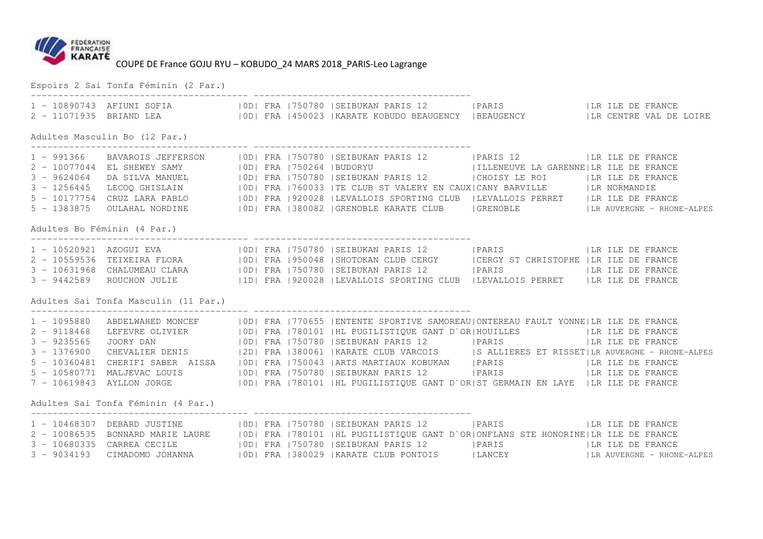COUPE DE France GOJU RYU – KOBUDO_24 MARS 2018_PARIS-Leo Lagrange

Espoirs 2 Sai Tonfa Féminin (2 Par.)

| | | | | | | | | |
|---|---|---|---|---|---|---|---|---|
| 1 - 10890743 | AFIUNI SOFIA | 0D | FRA | 750780 | SEIBUKAN PARIS 12 | PARIS | LR ILE DE FRANCE |
| 2 - 11071935 | BRIAND LEA | 0D | FRA | 450023 | KARATE KOBUDO BEAUGENCY | BEAUGENCY | LR CENTRE VAL DE LOIRE |

Adultes Masculin Bo (12 Par.)

| | | | | | | | |
|---|---|---|---|---|---|---|---|
| 1 - 991366 | BAVAROIS JEFFERSON | 0D | FRA | 750780 | SEIBUKAN PARIS 12 | PARIS 12 | LR ILE DE FRANCE |
| 2 - 10077044 | EL SHEWEY SAMY | 0D | FRA | 750264 | BUDORYU | ILLENEUVE LA GARENNE | LR ILE DE FRANCE |
| 3 - 9624064 | DA SILVA MANUEL | 0D | FRA | 750780 | SEIBUKAN PARIS 12 | CHOISY LE ROI | LR ILE DE FRANCE |
| 3 - 1256445 | LECOQ GHISLAIN | 0D | FRA | 760033 | TE CLUB ST VALERY EN CAUX | CANY BARVILLE | LR NORMANDIE |
| 5 - 10177754 | CRUZ LARA PABLO | 0D | FRA | 920028 | LEVALLOIS SPORTING CLUB | LEVALLOIS PERRET | LR ILE DE FRANCE |
| 5 - 1383875 | OULAHAL NORDINE | 0D | FRA | 380082 | GRENOBLE KARATE CLUB | GRENOBLE | LR AUVERGNE - RHONE-ALPES |

Adultes Bo Féminin (4 Par.)

| | | | | | | | |
|---|---|---|---|---|---|---|---|
| 1 - 10520921 | AZOGUI EVA | 0D | FRA | 750780 | SEIBUKAN PARIS 12 | PARIS | LR ILE DE FRANCE |
| 2 - 10559536 | TEIXEIRA FLORA | 0D | FRA | 950048 | SHOTOKAN CLUB CERGY | CERGY ST CHRISTOPHE | LR ILE DE FRANCE |
| 3 - 10631968 | CHALUMEAU CLARA | 0D | FRA | 750780 | SEIBUKAN PARIS 12 | PARIS | LR ILE DE FRANCE |
| 3 - 9442589 | ROUCHON JULIE | 1D | FRA | 920028 | LEVALLOIS SPORTING CLUB | LEVALLOIS PERRET | LR ILE DE FRANCE |

Adultes Sai Tonfa Masculin (11 Par.)

| | | | | | | | |
|---|---|---|---|---|---|---|---|
| 1 - 1095880 | ABDELWAHED MONCEF | 0D | FRA | 770655 | ENTENTE SPORTIVE SAMOREAU | ONTEREAU FAULT YONNE | LR ILE DE FRANCE |
| 2 - 9118468 | LEFEVRE OLIVIER | 0D | FRA | 780101 | HL PUGILISTIQUE GANT D`OR | HOUILLES | LR ILE DE FRANCE |
| 3 - 9235565 | JOORY DAN | 0D | FRA | 750780 | SEIBUKAN PARIS 12 | PARIS | LR ILE DE FRANCE |
| 3 - 1376900 | CHEVALIER DENIS | 2D | FRA | 380061 | KARATE CLUB VARCOIS | S ALLIERES ET RISSET | LR AUVERGNE - RHONE-ALPES |
| 5 - 10360481 | CHERIFI SABER AISSA | 0D | FRA | 750043 | ARTS MARTIAUX KOBUKAN | PARIS | LR ILE DE FRANCE |
| 5 - 10580771 | MALJEVAC LOUIS | 0D | FRA | 750780 | SEIBUKAN PARIS 12 | PARIS | LR ILE DE FRANCE |
| 7 - 10619843 | AYLLON JORGE | 0D | FRA | 780101 | HL PUGILISTIQUE GANT D`OR | ST GERMAIN EN LAYE | LR ILE DE FRANCE |

Adultes Sai Tonfa Féminin (4 Par.)

| | | | | | | | |
|---|---|---|---|---|---|---|---|
| 1 - 10468307 | DEBARD JUSTINE | 0D | FRA | 750780 | SEIBUKAN PARIS 12 | PARIS | LR ILE DE FRANCE |
| 2 - 10086535 | BONNARD MARIE LAURE | 0D | FRA | 780101 | HL PUGILISTIQUE GANT D`OR | ONFLANS STE HONORINE | LR ILE DE FRANCE |
| 3 - 10680335 | CARREA CECILE | 0D | FRA | 750780 | SEIBUKAN PARIS 12 | PARIS | LR ILE DE FRANCE |
| 3 - 9034193 | CIMADOMO JOHANNA | 0D | FRA | 380029 | KARATE CLUB PONTOIS | LANCEY | LR AUVERGNE - RHONE-ALPES |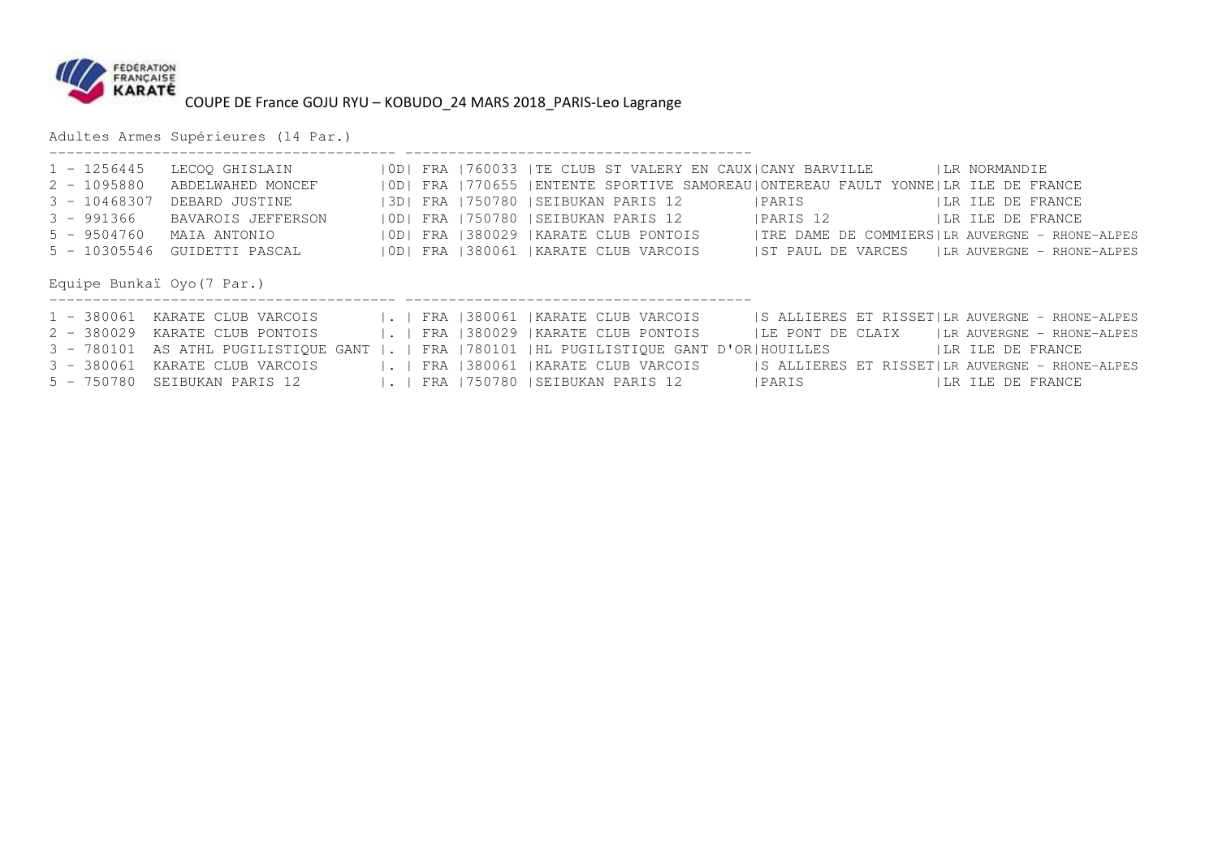COUPE DE France GOJU RYU – KOBUDO_24 MARS 2018_PARIS-Leo Lagrange

Adultes Armes Supérieures (14 Par.)

| | | | | | | | | |
|---|---|---|---|---|---|---|---|---|
| 1 - 1256445 | LECOQ GHISLAIN | 0D | FRA | 760033 | TE CLUB ST VALERY EN CAUX | CANY BARVILLE | LR NORMANDIE |
| 2 - 1095880 | ABDELWAHED MONCEF | 0D | FRA | 770655 | ENTENTE SPORTIVE SAMOREAU | ONTEREAU FAULT YONNE | LR ILE DE FRANCE |
| 3 - 10468307 | DEBARD JUSTINE | 3D | FRA | 750780 | SEIBUKAN PARIS 12 | PARIS | LR ILE DE FRANCE |
| 3 - 991366 | BAVAROIS JEFFERSON | 0D | FRA | 750780 | SEIBUKAN PARIS 12 | PARIS 12 | LR ILE DE FRANCE |
| 5 - 9504760 | MAIA ANTONIO | 0D | FRA | 380029 | KARATE CLUB PONTOIS | TRE DAME DE COMMIERS | LR AUVERGNE - RHONE-ALPES |
| 5 - 10305546 | GUIDETTI PASCAL | 0D | FRA | 380061 | KARATE CLUB VARCOIS | ST PAUL DE VARCES | LR AUVERGNE - RHONE-ALPES |

Equipe Bunkaï Oyo(7 Par.)

| | | | | | | | |
|---|---|---|---|---|---|---|---|
| 1 - 380061 | KARATE CLUB VARCOIS | . | FRA | 380061 | KARATE CLUB VARCOIS | S ALLIERES ET RISSET | LR AUVERGNE - RHONE-ALPES |
| 2 - 380029 | KARATE CLUB PONTOIS | . | FRA | 380029 | KARATE CLUB PONTOIS | LE PONT DE CLAIX | LR AUVERGNE - RHONE-ALPES |
| 3 - 780101 | AS ATHL PUGILISTIQUE GANT | . | FRA | 780101 | HL PUGILISTIQUE GANT D'OR | HOUILLES | LR ILE DE FRANCE |
| 3 - 380061 | KARATE CLUB VARCOIS | . | FRA | 380061 | KARATE CLUB VARCOIS | S ALLIERES ET RISSET | LR AUVERGNE - RHONE-ALPES |
| 5 - 750780 | SEIBUKAN PARIS 12 | . | FRA | 750780 | SEIBUKAN PARIS 12 | PARIS | LR ILE DE FRANCE |